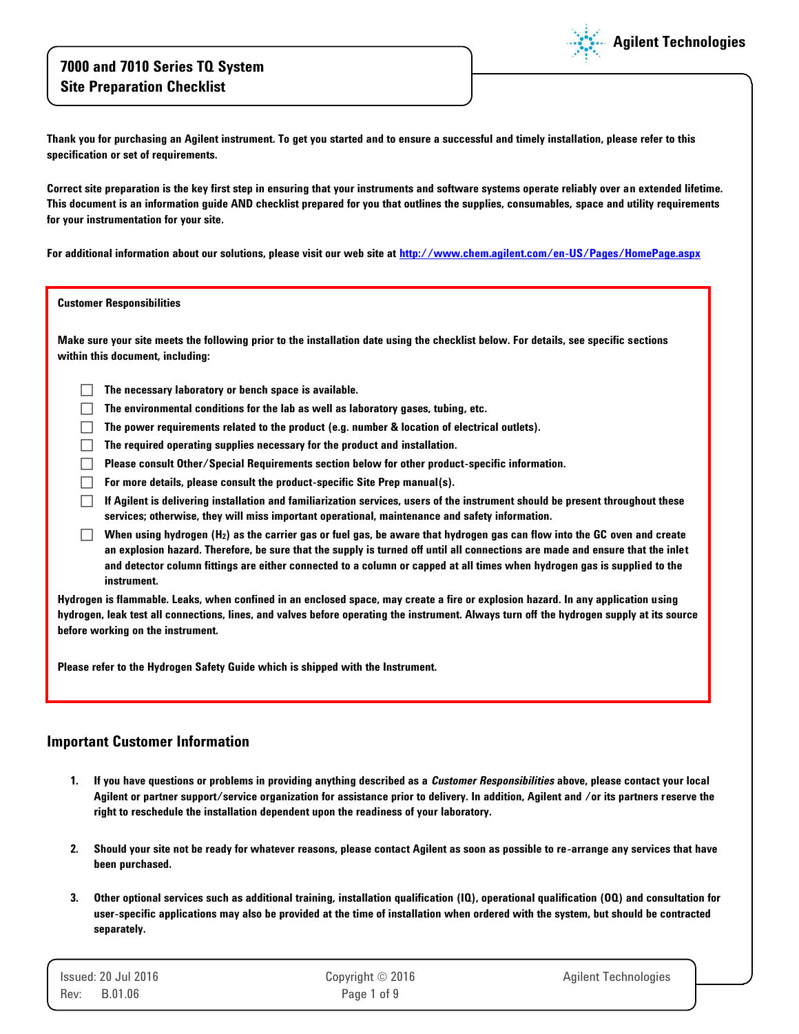# 7000 and 7010 Series TQ System Site Preparation Checklist

**Thank you for purchasing an Agilent instrument. To get you started and to ensure a successful and timely installation, please refer to this specification or set of requirements.**

**Correct site preparation is the key first step in ensuring that your instruments and software systems operate reliably over an extended lifetime. This document is an information guide AND checklist prepared for you that outlines the supplies, consumables, space and utility requirements for your instrumentation for your site.**

**For additional information about our solutions, please visit our web site at [http://www.chem.agilent.com/en-US/Pages/HomePage.aspx](http://www.chem.agilent.com/en-US/Pages/HomePage.aspx)**

**Customer Responsibilities**

**Make sure your site meets the following prior to the installation date using the checklist below. For details, see specific sections within this document, including:**

- [ ] **The necessary laboratory or bench space is available.**
- [ ] **The environmental conditions for the lab as well as laboratory gases, tubing, etc.**
- [ ] **The power requirements related to the product (e.g. number & location of electrical outlets).**
- [ ] **The required operating supplies necessary for the product and installation.**
- [ ] **Please consult Other/Special Requirements section below for other product-specific information.**
- [ ] **For more details, please consult the product-specific Site Prep manual(s).**
- [ ] **If Agilent is delivering installation and familiarization services, users of the instrument should be present throughout these services; otherwise, they will miss important operational, maintenance and safety information.**
- [ ] **When using hydrogen ($H_2$) as the carrier gas or fuel gas, be aware that hydrogen gas can flow into the GC oven and create an explosion hazard. Therefore, be sure that the supply is turned off until all connections are made and ensure that the inlet and detector column fittings are either connected to a column or capped at all times when hydrogen gas is supplied to the instrument.**

**Hydrogen is flammable. Leaks, when confined in an enclosed space, may create a fire or explosion hazard. In any application using hydrogen, leak test all connections, lines, and valves before operating the instrument. Always turn off the hydrogen supply at its source before working on the instrument.**

**Please refer to the Hydrogen Safety Guide which is shipped with the Instrument.**

## Important Customer Information

1. **If you have questions or problems in providing anything described as a *Customer Responsibilities* above, please contact your local Agilent or partner support/service organization for assistance prior to delivery. In addition, Agilent and /or its partners reserve the right to reschedule the installation dependent upon the readiness of your laboratory.**

2. **Should your site not be ready for whatever reasons, please contact Agilent as soon as possible to re-arrange any services that have been purchased.**

3. **Other optional services such as additional training, installation qualification (IQ), operational qualification (OQ) and consultation for user-specific applications may also be provided at the time of installation when ordered with the system, but should be contracted separately.**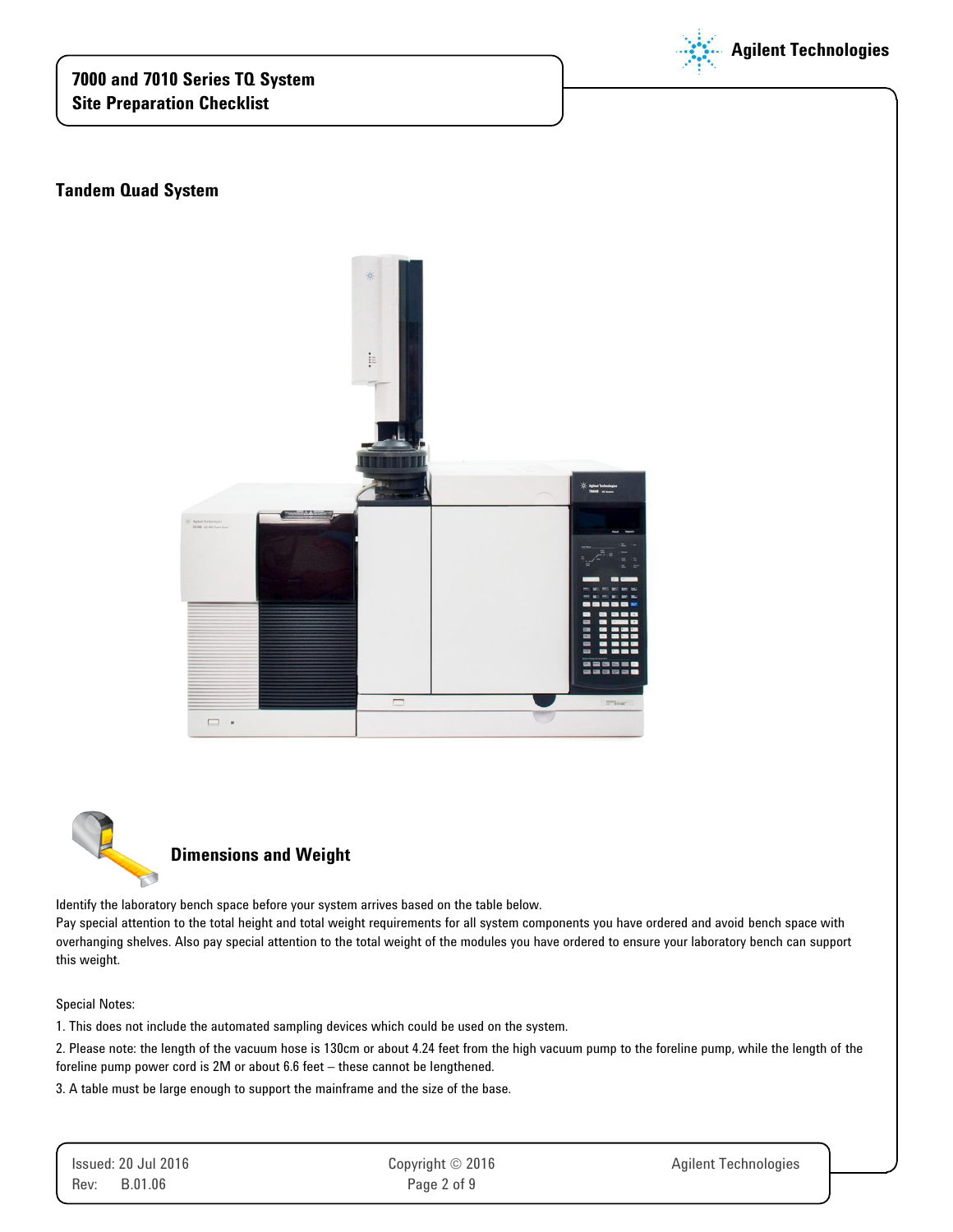## Tandem Quad System

## Dimensions and Weight

Identify the laboratory bench space before your system arrives based on the table below.
Pay special attention to the total height and total weight requirements for all system components you have ordered and avoid bench space with overhanging shelves. Also pay special attention to the total weight of the modules you have ordered to ensure your laboratory bench can support this weight.

Special Notes:

1. This does not include the automated sampling devices which could be used on the system.
2. Please note: the length of the vacuum hose is 130cm or about 4.24 feet from the high vacuum pump to the foreline pump, while the length of the foreline pump power cord is 2M or about 6.6 feet – these cannot be lengthened.
3. A table must be large enough to support the mainframe and the size of the base.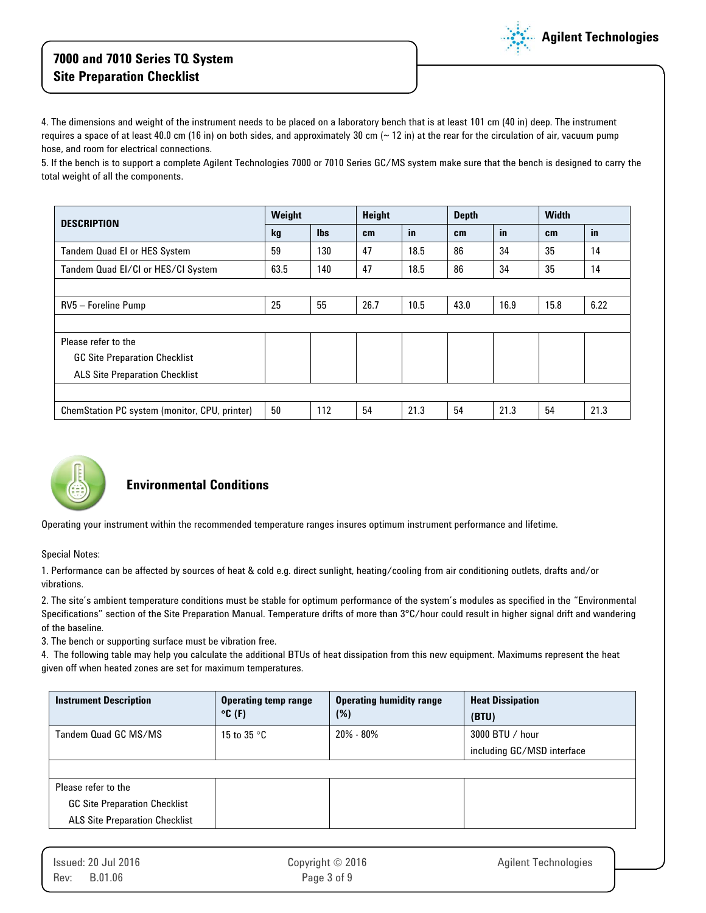4. The dimensions and weight of the instrument needs to be placed on a laboratory bench that is at least 101 cm (40 in) deep. The instrument requires a space of at least 40.0 cm (16 in) on both sides, and approximately 30 cm (~ 12 in) at the rear for the circulation of air, vacuum pump hose, and room for electrical connections.

5. If the bench is to support a complete Agilent Technologies 7000 or 7010 Series GC/MS system make sure that the bench is designed to carry the total weight of all the components.

| DESCRIPTION | Weight | | Height | | Depth | | Width | |
|---|---|---|---|---|---|---|---|---|
| | kg | lbs | cm | in | cm | in | cm | in |
| Tandem Quad EI or HES System | 59 | 130 | 47 | 18.5 | 86 | 34 | 35 | 14 |
| Tandem Quad EI/CI or HES/CI System | 63.5 | 140 | 47 | 18.5 | 86 | 34 | 35 | 14 |
| | | | | | | | | |
| RV5 – Foreline Pump | 25 | 55 | 26.7 | 10.5 | 43.0 | 16.9 | 15.8 | 6.22 |
| | | | | | | | | |
| Please refer to the GC Site Preparation Checklist ALS Site Preparation Checklist | | | | | | | | |
| | | | | | | | | |
| ChemStation PC system (monitor, CPU, printer) | 50 | 112 | 54 | 21.3 | 54 | 21.3 | 54 | 21.3 |

## Environmental Conditions

Operating your instrument within the recommended temperature ranges insures optimum instrument performance and lifetime.

Special Notes:

1. Performance can be affected by sources of heat & cold e.g. direct sunlight, heating/cooling from air conditioning outlets, drafts and/or vibrations.
2. The site's ambient temperature conditions must be stable for optimum performance of the system's modules as specified in the "Environmental Specifications" section of the Site Preparation Manual. Temperature drifts of more than 3°C/hour could result in higher signal drift and wandering of the baseline.
3. The bench or supporting surface must be vibration free.
4. The following table may help you calculate the additional BTUs of heat dissipation from this new equipment. Maximums represent the heat given off when heated zones are set for maximum temperatures.

| Instrument Description | Operating temp range °C (F) | Operating humidity range (%) | Heat Dissipation (BTU) |
|---|---|---|---|
| Tandem Quad GC MS/MS | 15 to 35 °C | 20% - 80% | 3000 BTU / hour including GC/MSD interface |
| | | | |
| Please refer to the GC Site Preparation Checklist ALS Site Preparation Checklist | | | |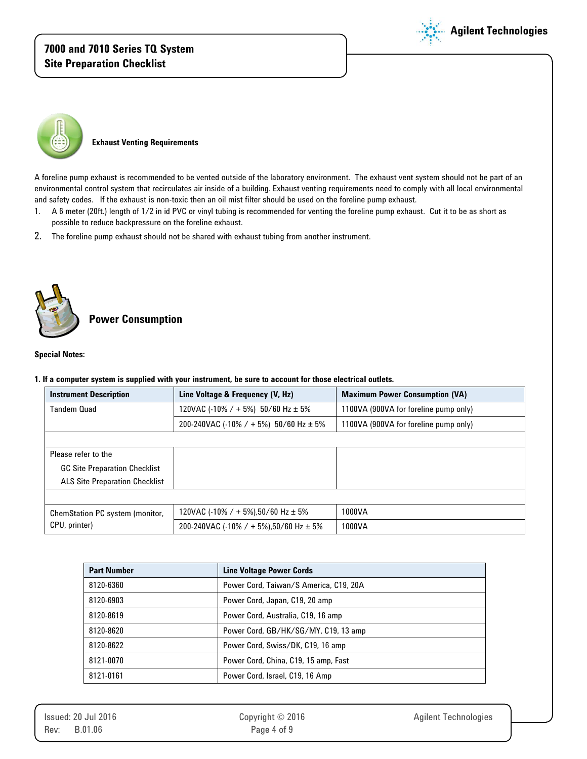### Exhaust Venting Requirements

A foreline pump exhaust is recommended to be vented outside of the laboratory environment. The exhaust vent system should not be part of an environmental control system that recirculates air inside of a building. Exhaust venting requirements need to comply with all local environmental and safety codes. If the exhaust is non-toxic then an oil mist filter should be used on the foreline pump exhaust.

1. A 6 meter (20ft.) length of 1/2 in id PVC or vinyl tubing is recommended for venting the foreline pump exhaust. Cut it to be as short as possible to reduce backpressure on the foreline exhaust.
2. The foreline pump exhaust should not be shared with exhaust tubing from another instrument.

## Power Consumption

**Special Notes:**

**1. If a computer system is supplied with your instrument, be sure to account for those electrical outlets.**

| Instrument Description | Line Voltage & Frequency (V, Hz) | Maximum Power Consumption (VA) |
|---|---|---|
| Tandem Quad | 120VAC (-10% / + 5%) 50/60 Hz ± 5% | 1100VA (900VA for foreline pump only) |
| | 200-240VAC (-10% / + 5%) 50/60 Hz ± 5% | 1100VA (900VA for foreline pump only) |
| | | |
| Please refer to the<br>GC Site Preparation Checklist<br>ALS Site Preparation Checklist | | |
| | | |
| ChemStation PC system (monitor, CPU, printer) | 120VAC (-10% / + 5%),50/60 Hz ± 5% | 1000VA |
| | 200-240VAC (-10% / + 5%),50/60 Hz ± 5% | 1000VA |

| Part Number | Line Voltage Power Cords |
|---|---|
| 8120-6360 | Power Cord, Taiwan/S America, C19, 20A |
| 8120-6903 | Power Cord, Japan, C19, 20 amp |
| 8120-8619 | Power Cord, Australia, C19, 16 amp |
| 8120-8620 | Power Cord, GB/HK/SG/MY, C19, 13 amp |
| 8120-8622 | Power Cord, Swiss/DK, C19, 16 amp |
| 8121-0070 | Power Cord, China, C19, 15 amp, Fast |
| 8121-0161 | Power Cord, Israel, C19, 16 Amp |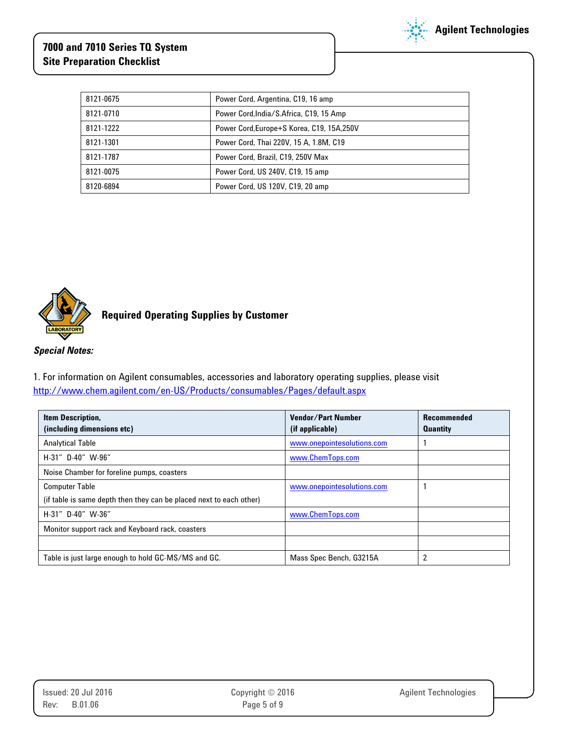| | |
|---|---|
| 8121-0675 | Power Cord, Argentina, C19, 16 amp |
| 8121-0710 | Power Cord,India/S.Africa, C19, 15 Amp |
| 8121-1222 | Power Cord,Europe+S Korea, C19, 15A,250V |
| 8121-1301 | Power Cord, Thai 220V, 15 A, 1.8M, C19 |
| 8121-1787 | Power Cord, Brazil, C19, 250V Max |
| 8121-0075 | Power Cord, US 240V, C19, 15 amp |
| 8120-6894 | Power Cord, US 120V, C19, 20 amp |

## Required Operating Supplies by Customer

***Special Notes:***

1. For information on Agilent consumables, accessories and laboratory operating supplies, please visit http://www.chem.agilent.com/en-US/Products/consumables/Pages/default.aspx

| Item Description, (including dimensions etc) | Vendor/Part Number (if applicable) | Recommended Quantity |
|---|---|---|
| Analytical Table | www.onepointesolutions.com | 1 |
| H-31" D-40" W-96" | www.ChemTops.com | |
| Noise Chamber for foreline pumps, coasters | | |
| Computer Table<br>(if table is same depth then they can be placed next to each other) | www.onepointesolutions.com | 1 |
| H-31" D-40" W-36" | www.ChemTops.com | |
| Monitor support rack and Keyboard rack, coasters | | |
| | | |
| Table is just large enough to hold GC-MS/MS and GC. | Mass Spec Bench, G3215A | 2 |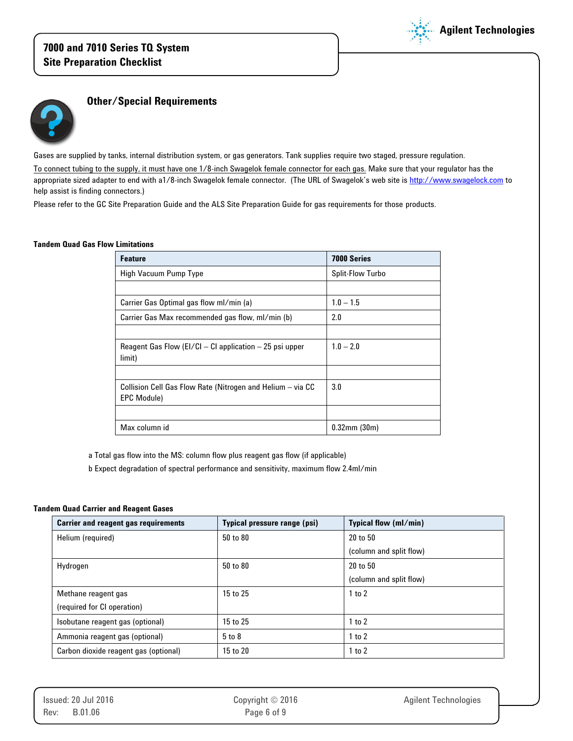## Other/Special Requirements

Gases are supplied by tanks, internal distribution system, or gas generators. Tank supplies require two staged, pressure regulation.

To connect tubing to the supply, it must have one 1/8-inch Swagelok female connector for each gas. Make sure that your regulator has the appropriate sized adapter to end with a1/8-inch Swagelok female connector. (The URL of Swagelok's web site is http://www.swagelock.com to help assist is finding connectors.)

Please refer to the GC Site Preparation Guide and the ALS Site Preparation Guide for gas requirements for those products.

**Tandem Quad Gas Flow Limitations**

| Feature | 7000 Series |
|---|---|
| High Vacuum Pump Type | Split-Flow Turbo |
| | |
| Carrier Gas Optimal gas flow ml/min (a) | 1.0 – 1.5 |
| Carrier Gas Max recommended gas flow, ml/min (b) | 2.0 |
| | |
| Reagent Gas Flow (EI/CI – CI application – 25 psi upper limit) | 1.0 – 2.0 |
| | |
| Collision Cell Gas Flow Rate (Nitrogen and Helium – via CC EPC Module) | 3.0 |
| | |
| Max column id | 0.32mm (30m) |

a Total gas flow into the MS: column flow plus reagent gas flow (if applicable)

b Expect degradation of spectral performance and sensitivity, maximum flow 2.4ml/min

**Tandem Quad Carrier and Reagent Gases**

| Carrier and reagent gas requirements | Typical pressure range (psi) | Typical flow (ml/min) |
|---|---|---|
| Helium (required) | 50 to 80 | 20 to 50 (column and split flow) |
| Hydrogen | 50 to 80 | 20 to 50 (column and split flow) |
| Methane reagent gas (required for CI operation) | 15 to 25 | 1 to 2 |
| Isobutane reagent gas (optional) | 15 to 25 | 1 to 2 |
| Ammonia reagent gas (optional) | 5 to 8 | 1 to 2 |
| Carbon dioxide reagent gas (optional) | 15 to 20 | 1 to 2 |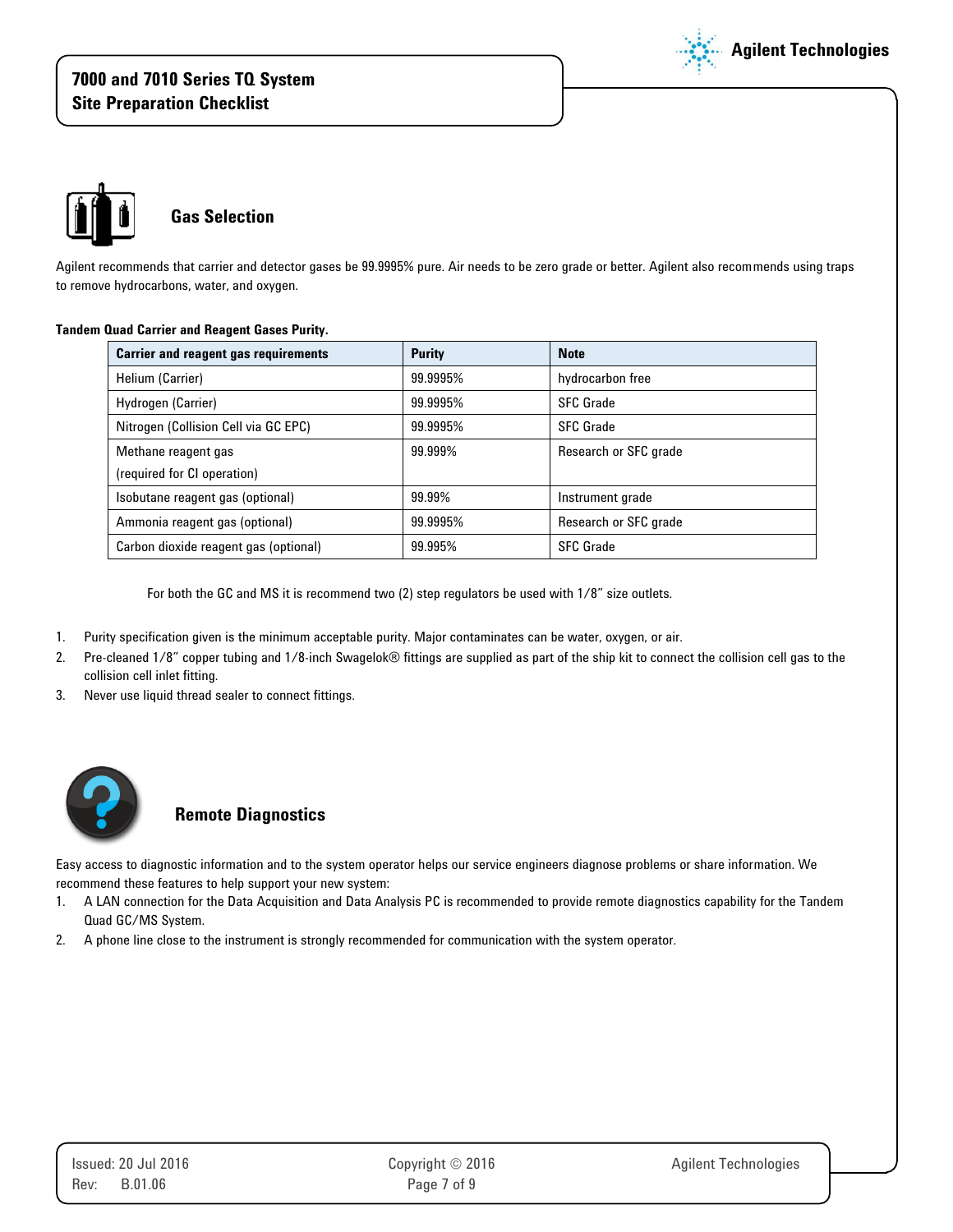## Gas Selection

Agilent recommends that carrier and detector gases be 99.9995% pure. Air needs to be zero grade or better. Agilent also recommends using traps to remove hydrocarbons, water, and oxygen.

**Tandem Quad Carrier and Reagent Gases Purity.**

| Carrier and reagent gas requirements | Purity | Note |
|---|---|---|
| Helium (Carrier) | 99.9995% | hydrocarbon free |
| Hydrogen (Carrier) | 99.9995% | SFC Grade |
| Nitrogen (Collision Cell via GC EPC) | 99.9995% | SFC Grade |
| Methane reagent gas (required for CI operation) | 99.999% | Research or SFC grade |
| Isobutane reagent gas (optional) | 99.99% | Instrument grade |
| Ammonia reagent gas (optional) | 99.9995% | Research or SFC grade |
| Carbon dioxide reagent gas (optional) | 99.995% | SFC Grade |

For both the GC and MS it is recommend two (2) step regulators be used with 1/8" size outlets.

1. Purity specification given is the minimum acceptable purity. Major contaminates can be water, oxygen, or air.
2. Pre-cleaned 1/8" copper tubing and 1/8-inch Swagelok® fittings are supplied as part of the ship kit to connect the collision cell gas to the collision cell inlet fitting.
3. Never use liquid thread sealer to connect fittings.

## Remote Diagnostics

Easy access to diagnostic information and to the system operator helps our service engineers diagnose problems or share information. We recommend these features to help support your new system:

1. A LAN connection for the Data Acquisition and Data Analysis PC is recommended to provide remote diagnostics capability for the Tandem Quad GC/MS System.
2. A phone line close to the instrument is strongly recommended for communication with the system operator.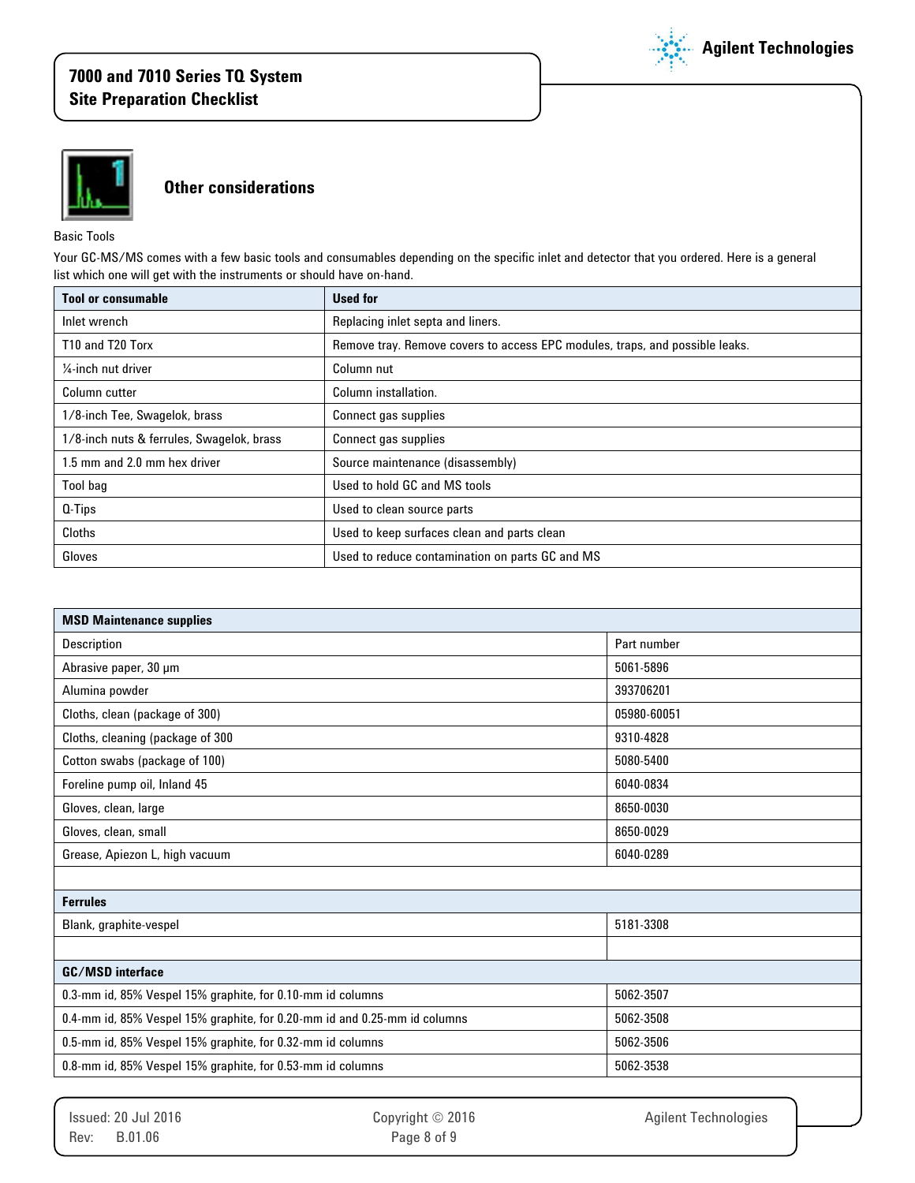## Other considerations

Basic Tools

Your GC-MS/MS comes with a few basic tools and consumables depending on the specific inlet and detector that you ordered. Here is a general list which one will get with the instruments or should have on-hand.

| Tool or consumable | Used for |
|---|---|
| Inlet wrench | Replacing inlet septa and liners. |
| T10 and T20 Torx | Remove tray. Remove covers to access EPC modules, traps, and possible leaks. |
| ¼-inch nut driver | Column nut |
| Column cutter | Column installation. |
| 1/8-inch Tee, Swagelok, brass | Connect gas supplies |
| 1/8-inch nuts & ferrules, Swagelok, brass | Connect gas supplies |
| 1.5 mm and 2.0 mm hex driver | Source maintenance (disassembly) |
| Tool bag | Used to hold GC and MS tools |
| Q-Tips | Used to clean source parts |
| Cloths | Used to keep surfaces clean and parts clean |
| Gloves | Used to reduce contamination on parts GC and MS |

| **MSD Maintenance supplies** | |
|---|---|
| Description | Part number |
| Abrasive paper, 30 μm | 5061-5896 |
| Alumina powder | 393706201 |
| Cloths, clean (package of 300) | 05980-60051 |
| Cloths, cleaning (package of 300 | 9310-4828 |
| Cotton swabs (package of 100) | 5080-5400 |
| Foreline pump oil, Inland 45 | 6040-0834 |
| Gloves, clean, large | 8650-0030 |
| Gloves, clean, small | 8650-0029 |
| Grease, Apiezon L, high vacuum | 6040-0289 |
| | |
| **Ferrules** | |
| Blank, graphite-vespel | 5181-3308 |
| | |
| **GC/MSD interface** | |
| 0.3-mm id, 85% Vespel 15% graphite, for 0.10-mm id columns | 5062-3507 |
| 0.4-mm id, 85% Vespel 15% graphite, for 0.20-mm id and 0.25-mm id columns | 5062-3508 |
| 0.5-mm id, 85% Vespel 15% graphite, for 0.32-mm id columns | 5062-3506 |
| 0.8-mm id, 85% Vespel 15% graphite, for 0.53-mm id columns | 5062-3538 |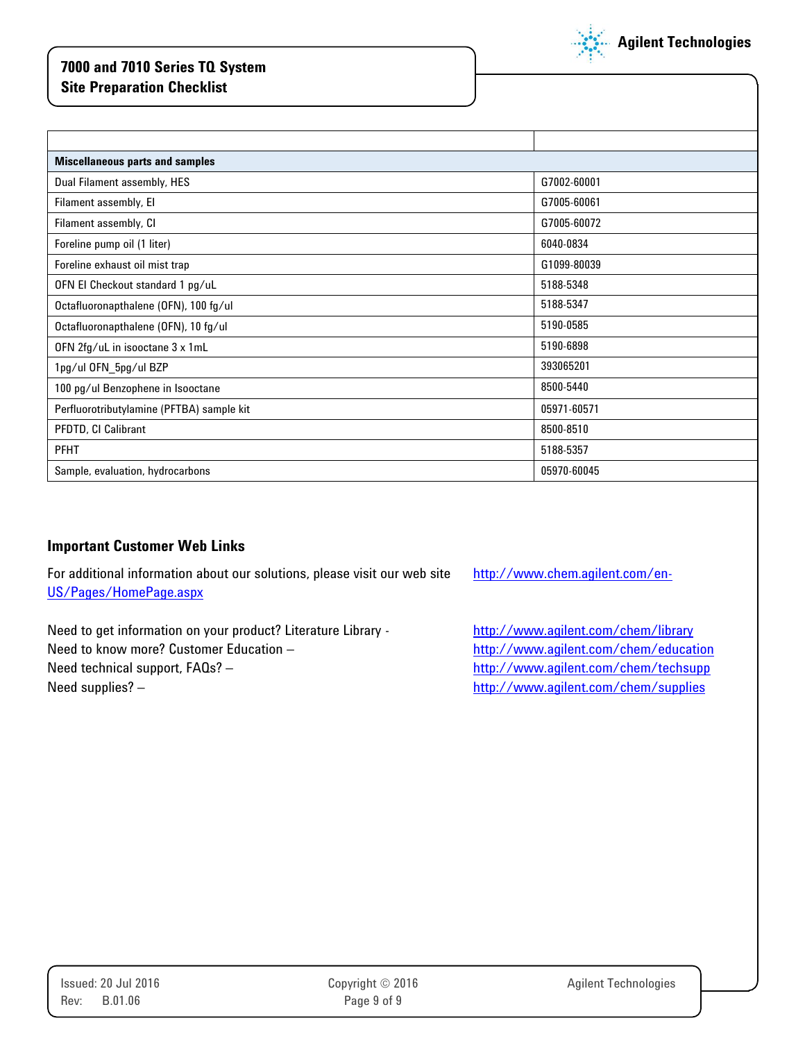| | |
|---|---|
| **Miscellaneous parts and samples** | |
| Dual Filament assembly, HES | G7002-60001 |
| Filament assembly, EI | G7005-60061 |
| Filament assembly, CI | G7005-60072 |
| Foreline pump oil (1 liter) | 6040-0834 |
| Foreline exhaust oil mist trap | G1099-80039 |
| OFN EI Checkout standard 1 pg/uL | 5188-5348 |
| Octafluoronapthalene (OFN), 100 fg/ul | 5188-5347 |
| Octafluoronapthalene (OFN), 10 fg/ul | 5190-0585 |
| OFN 2fg/uL in isooctane 3 x 1mL | 5190-6898 |
| 1pg/ul OFN_5pg/ul BZP | 393065201 |
| 100 pg/ul Benzophene in Isooctane | 8500-5440 |
| Perfluorotributylamine (PFTBA) sample kit | 05971-60571 |
| PFDTD, CI Calibrant | 8500-8510 |
| PFHT | 5188-5357 |
| Sample, evaluation, hydrocarbons | 05970-60045 |

## Important Customer Web Links

For additional information about our solutions, please visit our web site http://www.chem.agilent.com/en-US/Pages/HomePage.aspx

Need to get information on your product? Literature Library - http://www.agilent.com/chem/library
Need to know more? Customer Education – http://www.agilent.com/chem/education
Need technical support, FAQs? – http://www.agilent.com/chem/techsupp
Need supplies? – http://www.agilent.com/chem/supplies